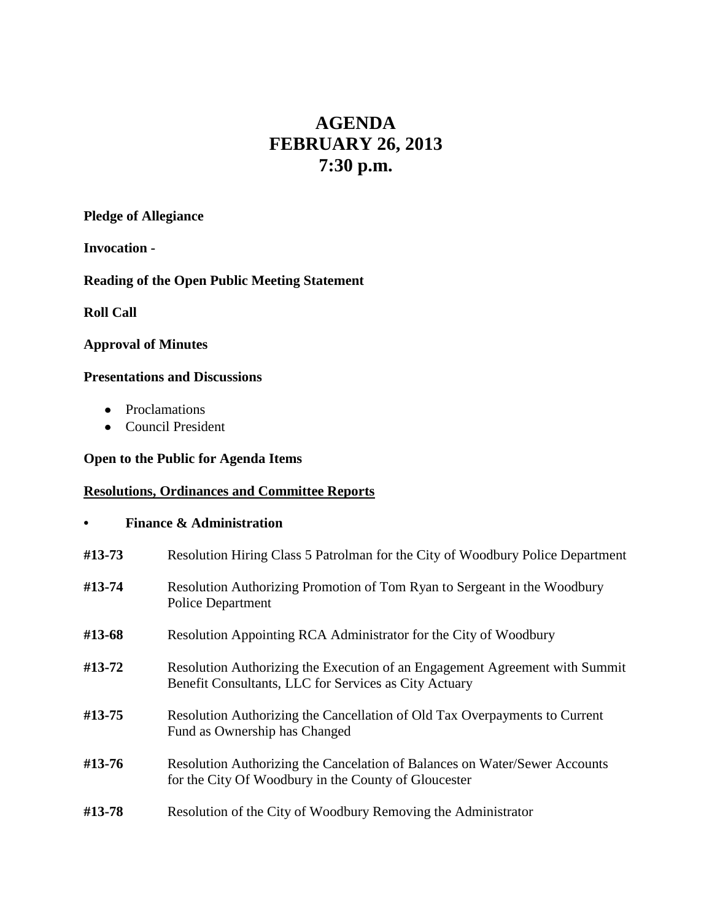# AGENDA
# FEBRUARY 26, 2013
# 7:30 p.m.

**Pledge of Allegiance**

**Invocation -**

**Reading of the Open Public Meeting Statement**

**Roll Call**

**Approval of Minutes**

**Presentations and Discussions**

- Proclamations
- Council President

**Open to the Public for Agenda Items**

**Resolutions, Ordinances and Committee Reports**

- **Finance & Administration**

| | |
|---|---|
| **#13-73** | Resolution Hiring Class 5 Patrolman for the City of Woodbury Police Department |
| **#13-74** | Resolution Authorizing Promotion of Tom Ryan to Sergeant in the Woodbury Police Department |
| **#13-68** | Resolution Appointing RCA Administrator for the City of Woodbury |
| **#13-72** | Resolution Authorizing the Execution of an Engagement Agreement with Summit Benefit Consultants, LLC for Services as City Actuary |
| **#13-75** | Resolution Authorizing the Cancellation of Old Tax Overpayments to Current Fund as Ownership has Changed |
| **#13-76** | Resolution Authorizing the Cancelation of Balances on Water/Sewer Accounts for the City Of Woodbury in the County of Gloucester |
| **#13-78** | Resolution of the City of Woodbury Removing the Administrator |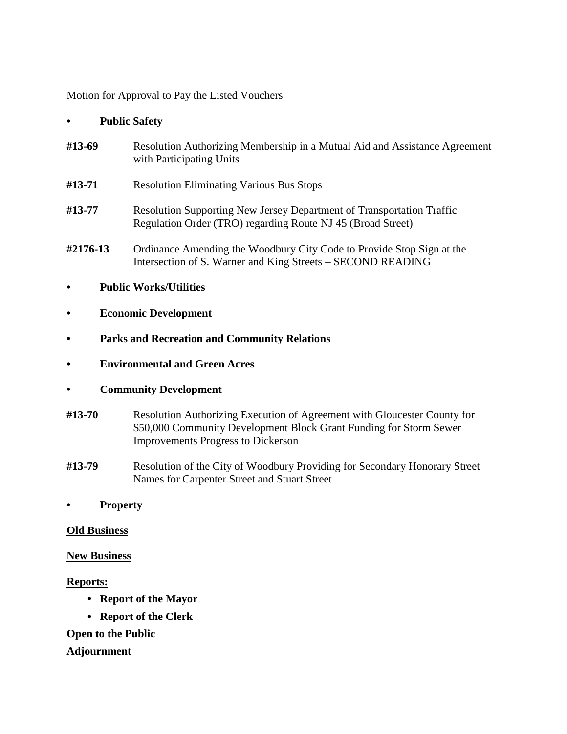Motion for Approval to Pay the Listed Vouchers

- **Public Safety**

**#13-69** Resolution Authorizing Membership in a Mutual Aid and Assistance Agreement with Participating Units

**#13-71** Resolution Eliminating Various Bus Stops

**#13-77** Resolution Supporting New Jersey Department of Transportation Traffic Regulation Order (TRO) regarding Route NJ 45 (Broad Street)

**#2176-13** Ordinance Amending the Woodbury City Code to Provide Stop Sign at the Intersection of S. Warner and King Streets – SECOND READING

- **Public Works/Utilities**
- **Economic Development**
- **Parks and Recreation and Community Relations**
- **Environmental and Green Acres**
- **Community Development**

**#13-70** Resolution Authorizing Execution of Agreement with Gloucester County for $50,000 Community Development Block Grant Funding for Storm Sewer Improvements Progress to Dickerson

**#13-79** Resolution of the City of Woodbury Providing for Secondary Honorary Street Names for Carpenter Street and Stuart Street

- **Property**

**<u>Old Business</u>**

**<u>New Business</u>**

**<u>Reports:</u>**

- **Report of the Mayor**
- **Report of the Clerk**

**Open to the Public**

**Adjournment**